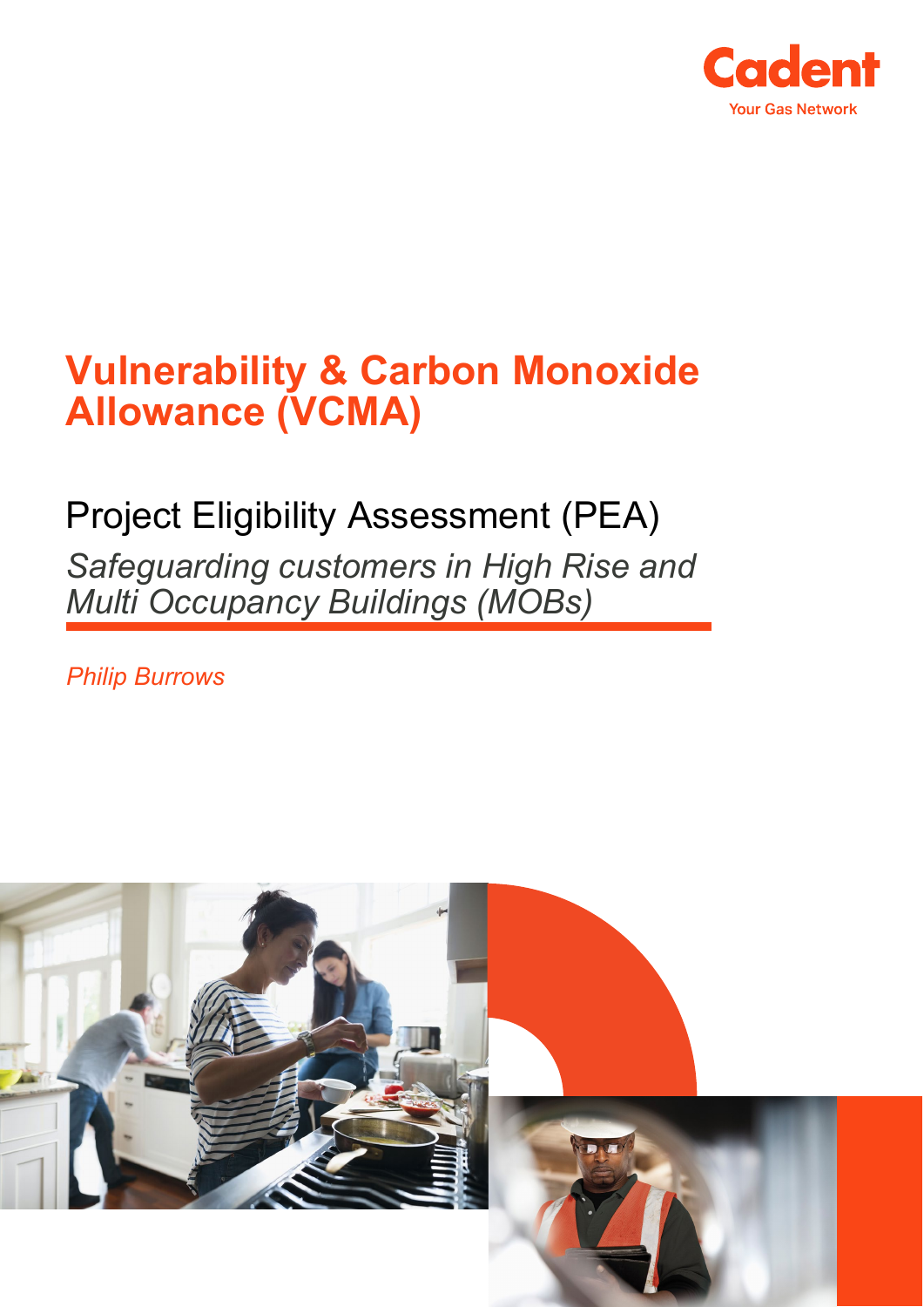Cadent

Your Gas Network

# Vulnerability & Carbon Monoxide Allowance (VCMA)

## Project Eligibility Assessment (PEA)

*Safeguarding customers in High Rise and Multi Occupancy Buildings (MOBs)*

*Philip Burrows*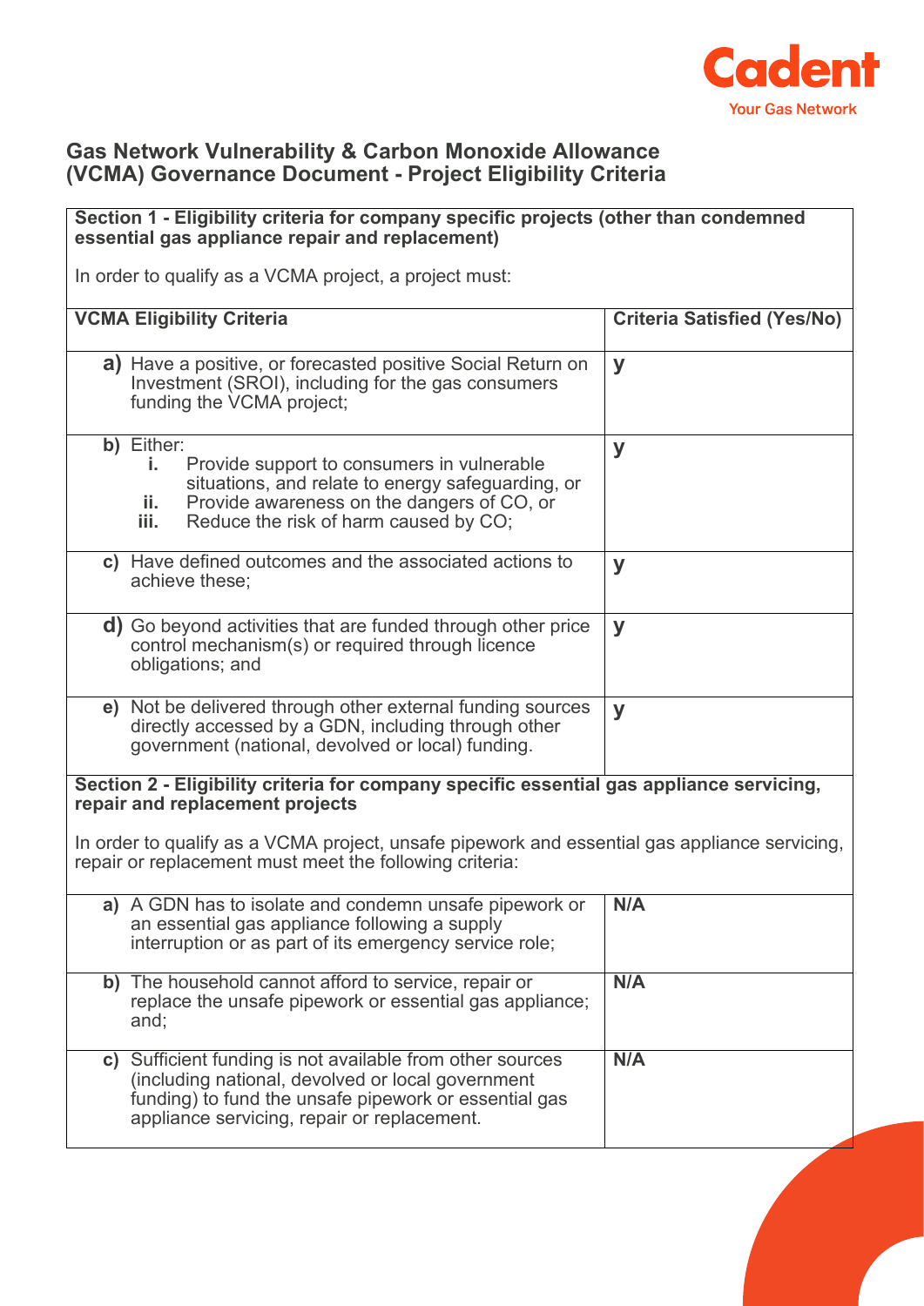## Gas Network Vulnerability & Carbon Monoxide Allowance (VCMA) Governance Document - Project Eligibility Criteria

| **Section 1 - Eligibility criteria for company specific projects (other than condemned essential gas appliance repair and replacement)**<br><br>In order to qualify as a VCMA project, a project must: | |
|---|---|
| **VCMA Eligibility Criteria** | **Criteria Satisfied (Yes/No)** |
| **a)** Have a positive, or forecasted positive Social Return on Investment (SROI), including for the gas consumers funding the VCMA project; | **y** |
| **b)** Either:<br>**i.** Provide support to consumers in vulnerable situations, and relate to energy safeguarding, or<br>**ii.** Provide awareness on the dangers of CO, or<br>**iii.** Reduce the risk of harm caused by CO; | **y** |
| **c)** Have defined outcomes and the associated actions to achieve these; | **y** |
| **d)** Go beyond activities that are funded through other price control mechanism(s) or required through licence obligations; and | **y** |
| **e)** Not be delivered through other external funding sources directly accessed by a GDN, including through other government (national, devolved or local) funding. | **y** |
| **Section 2 - Eligibility criteria for company specific essential gas appliance servicing, repair and replacement projects**<br><br>In order to qualify as a VCMA project, unsafe pipework and essential gas appliance servicing, repair or replacement must meet the following criteria: | |
| **a)** A GDN has to isolate and condemn unsafe pipework or an essential gas appliance following a supply interruption or as part of its emergency service role; | **N/A** |
| **b)** The household cannot afford to service, repair or replace the unsafe pipework or essential gas appliance; and; | **N/A** |
| **c)** Sufficient funding is not available from other sources (including national, devolved or local government funding) to fund the unsafe pipework or essential gas appliance servicing, repair or replacement. | **N/A** |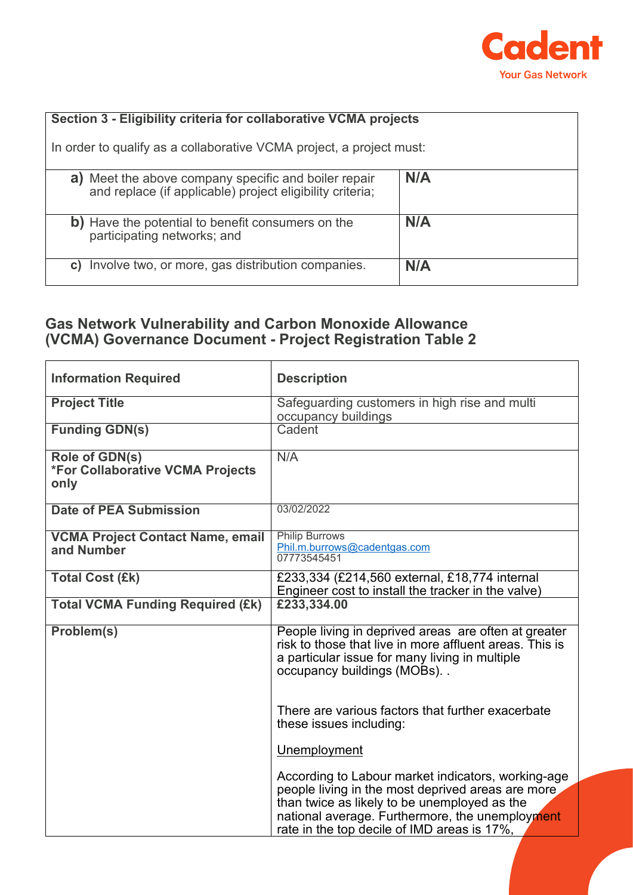| Section 3 - Eligibility criteria for collaborative VCMA projects<br><br>In order to qualify as a collaborative VCMA project, a project must: | |
|---|---|
| **a)** Meet the above company specific and boiler repair and replace (if applicable) project eligibility criteria; | **N/A** |
| **b)** Have the potential to benefit consumers on the participating networks; and | **N/A** |
| **c)** Involve two, or more, gas distribution companies. | **N/A** |

## Gas Network Vulnerability and Carbon Monoxide Allowance (VCMA) Governance Document - Project Registration Table 2

| Information Required | Description |
|---|---|
| **Project Title** | Safeguarding customers in high rise and multi occupancy buildings |
| **Funding GDN(s)** | Cadent |
| **Role of GDN(s)**<br>**\*For Collaborative VCMA Projects only** | N/A |
| **Date of PEA Submission** | 03/02/2022 |
| **VCMA Project Contact Name, email and Number** | Philip Burrows<br>Phil.m.burrows@cadentgas.com<br>07773545451 |
| **Total Cost (£k)** | £233,334 (£214,560 external, £18,774 internal Engineer cost to install the tracker in the valve) |
| **Total VCMA Funding Required (£k)** | **£233,334.00** |
| **Problem(s)** | People living in deprived areas are often at greater risk to those that live in more affluent areas. This is a particular issue for many living in multiple occupancy buildings (MOBs). .<br><br>There are various factors that further exacerbate these issues including:<br><br>Unemployment<br><br>According to Labour market indicators, working-age people living in the most deprived areas are more than twice as likely to be unemployed as the national average. Furthermore, the unemployment rate in the top decile of IMD areas is 17%, |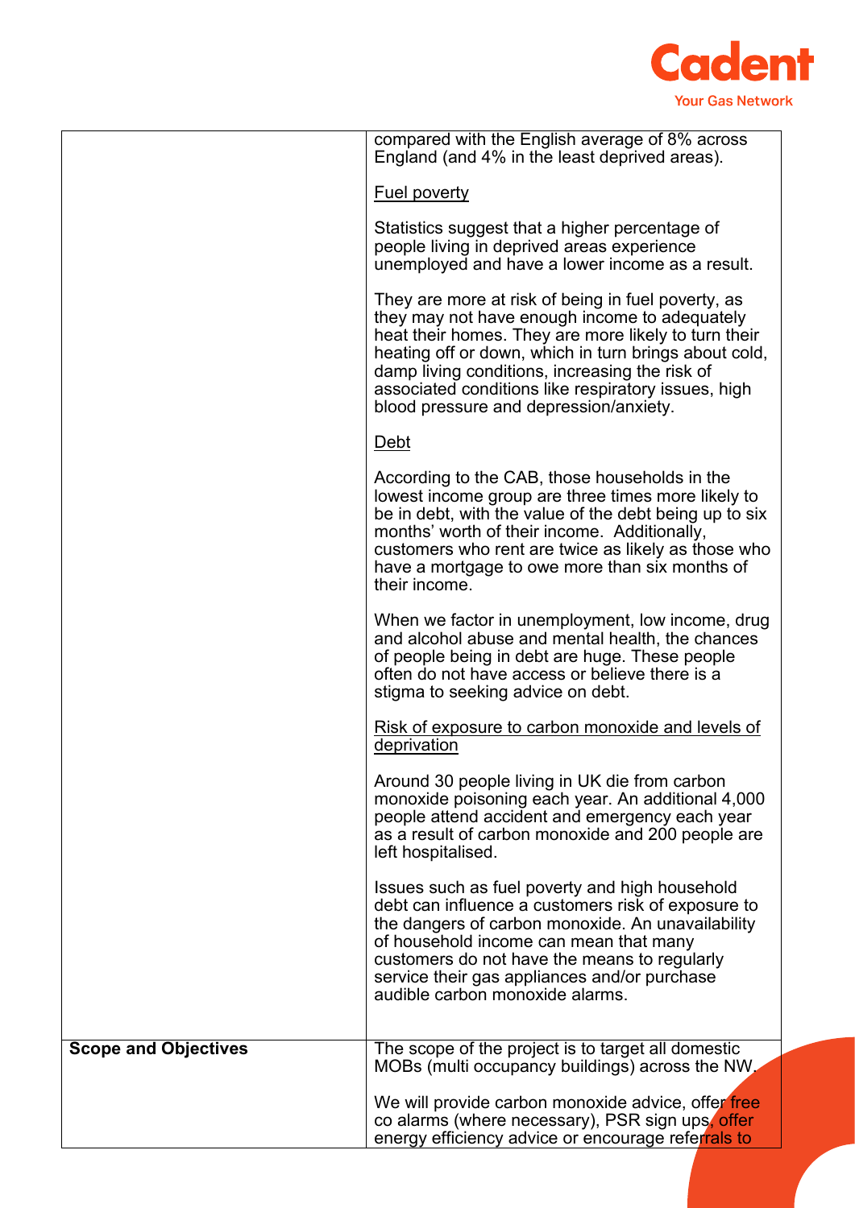| | |
|---|---|
| | compared with the English average of 8% across England (and 4% in the least deprived areas).<br><br><u>Fuel poverty</u><br><br>Statistics suggest that a higher percentage of people living in deprived areas experience unemployed and have a lower income as a result.<br><br>They are more at risk of being in fuel poverty, as they may not have enough income to adequately heat their homes. They are more likely to turn their heating off or down, which in turn brings about cold, damp living conditions, increasing the risk of associated conditions like respiratory issues, high blood pressure and depression/anxiety.<br><br><u>Debt</u><br><br>According to the CAB, those households in the lowest income group are three times more likely to be in debt, with the value of the debt being up to six months' worth of their income.  Additionally, customers who rent are twice as likely as those who have a mortgage to owe more than six months of their income.<br><br>When we factor in unemployment, low income, drug and alcohol abuse and mental health, the chances of people being in debt are huge. These people often do not have access or believe there is a stigma to seeking advice on debt.<br><br><u>Risk of exposure to carbon monoxide and levels of deprivation</u><br><br>Around 30 people living in UK die from carbon monoxide poisoning each year. An additional 4,000 people attend accident and emergency each year as a result of carbon monoxide and 200 people are left hospitalised.<br><br>Issues such as fuel poverty and high household debt can influence a customers risk of exposure to the dangers of carbon monoxide. An unavailability of household income can mean that many customers do not have the means to regularly service their gas appliances and/or purchase audible carbon monoxide alarms. |
| **Scope and Objectives** | The scope of the project is to target all domestic MOBs (multi occupancy buildings) across the NW.<br><br>We will provide carbon monoxide advice, offer free co alarms (where necessary), PSR sign ups, offer energy efficiency advice or encourage referrals to |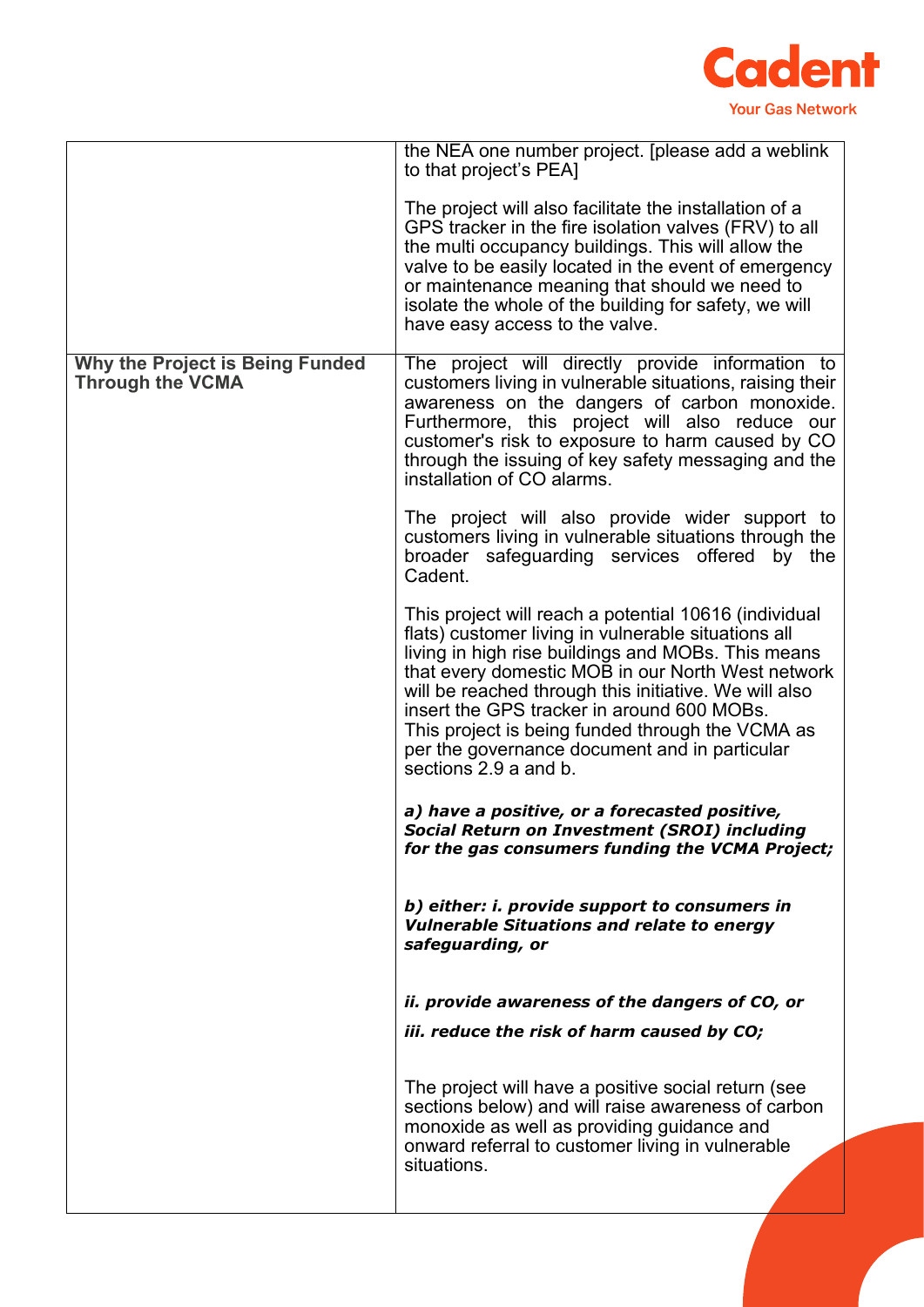| | |
|---|---|
| | the NEA one number project. [please add a weblink to that project's PEA]<br><br>The project will also facilitate the installation of a GPS tracker in the fire isolation valves (FRV) to all the multi occupancy buildings. This will allow the valve to be easily located in the event of emergency or maintenance meaning that should we need to isolate the whole of the building for safety, we will have easy access to the valve. |
| **Why the Project is Being Funded Through the VCMA** | The project will directly provide information to customers living in vulnerable situations, raising their awareness on the dangers of carbon monoxide. Furthermore, this project will also reduce our customer's risk to exposure to harm caused by CO through the issuing of key safety messaging and the installation of CO alarms.<br><br>The project will also provide wider support to customers living in vulnerable situations through the broader safeguarding services offered by the Cadent.<br><br>This project will reach a potential 10616 (individual flats) customer living in vulnerable situations all living in high rise buildings and MOBs. This means that every domestic MOB in our North West network will be reached through this initiative. We will also insert the GPS tracker in around 600 MOBs.<br>This project is being funded through the VCMA as per the governance document and in particular sections 2.9 a and b.<br><br>***a) have a positive, or a forecasted positive, Social Return on Investment (SROI) including for the gas consumers funding the VCMA Project;***<br><br>***b) either: i. provide support to consumers in Vulnerable Situations and relate to energy safeguarding, or***<br><br>***ii. provide awareness of the dangers of CO, or***<br><br>***iii. reduce the risk of harm caused by CO;***<br><br>The project will have a positive social return (see sections below) and will raise awareness of carbon monoxide as well as providing guidance and onward referral to customer living in vulnerable situations. |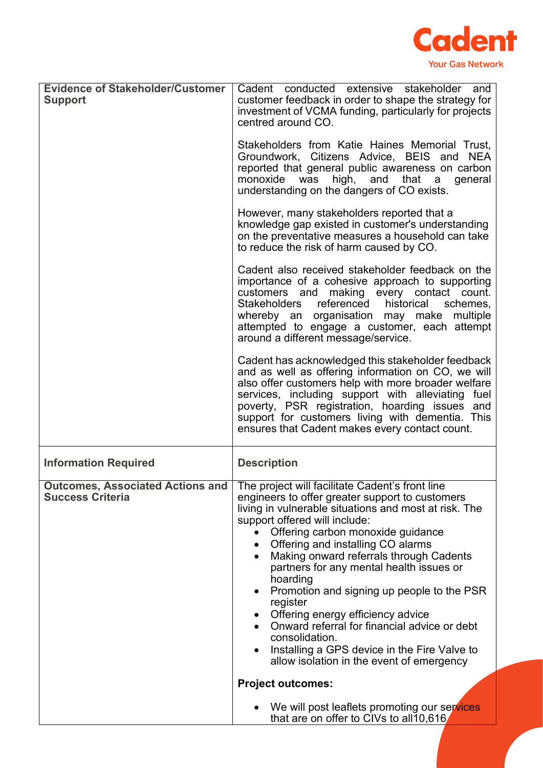| | |
|---|---|
| **Evidence of Stakeholder/Customer Support** | Cadent conducted extensive stakeholder and customer feedback in order to shape the strategy for investment of VCMA funding, particularly for projects centred around CO.<br><br>Stakeholders from Katie Haines Memorial Trust, Groundwork, Citizens Advice, BEIS and NEA reported that general public awareness on carbon monoxide was high, and that a general understanding on the dangers of CO exists.<br><br>However, many stakeholders reported that a knowledge gap existed in customer's understanding on the preventative measures a household can take to reduce the risk of harm caused by CO.<br><br>Cadent also received stakeholder feedback on the importance of a cohesive approach to supporting customers and making every contact count. Stakeholders referenced historical schemes, whereby an organisation may make multiple attempted to engage a customer, each attempt around a different message/service.<br><br>Cadent has acknowledged this stakeholder feedback and as well as offering information on CO, we will also offer customers help with more broader welfare services, including support with alleviating fuel poverty, PSR registration, hoarding issues and support for customers living with dementia. This ensures that Cadent makes every contact count. |
| **Information Required** | **Description** |
| **Outcomes, Associated Actions and Success Criteria** | The project will facilitate Cadent's front line engineers to offer greater support to customers living in vulnerable situations and most at risk. The support offered will include:<br>• Offering carbon monoxide guidance<br>• Offering and installing CO alarms<br>• Making onward referrals through Cadents partners for any mental health issues or hoarding<br>• Promotion and signing up people to the PSR register<br>• Offering energy efficiency advice<br>• Onward referral for financial advice or debt consolidation.<br>• Installing a GPS device in the Fire Valve to allow isolation in the event of emergency<br><br>**Project outcomes:**<br><br>• We will post leaflets promoting our services that are on offer to CIVs to all10,616 |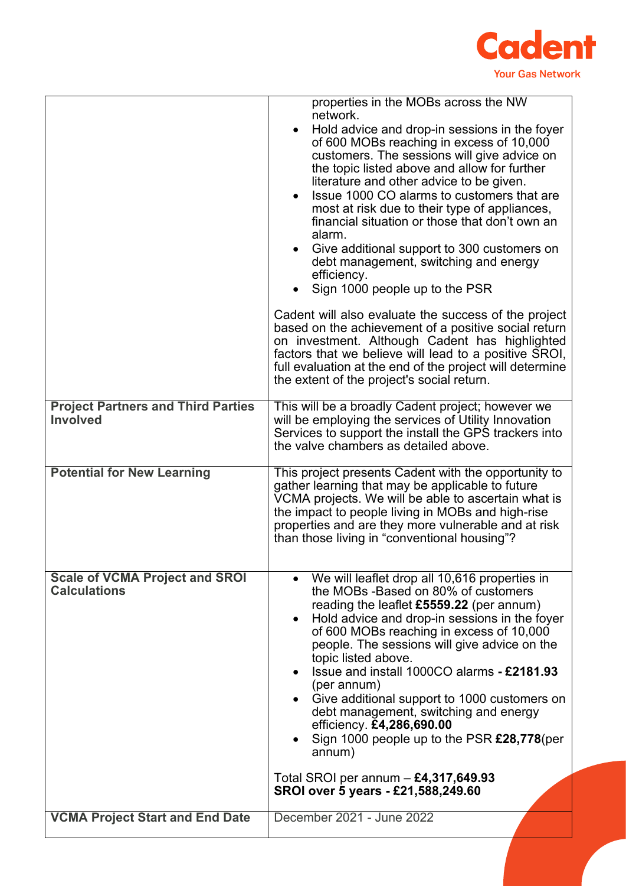| | |
|---|---|
| | properties in the MOBs across the NW network.<br>• Hold advice and drop-in sessions in the foyer of 600 MOBs reaching in excess of 10,000 customers. The sessions will give advice on the topic listed above and allow for further literature and other advice to be given.<br>• Issue 1000 CO alarms to customers that are most at risk due to their type of appliances, financial situation or those that don't own an alarm.<br>• Give additional support to 300 customers on debt management, switching and energy efficiency.<br>• Sign 1000 people up to the PSR<br><br>Cadent will also evaluate the success of the project based on the achievement of a positive social return on investment. Although Cadent has highlighted factors that we believe will lead to a positive SROI, full evaluation at the end of the project will determine the extent of the project's social return. |
| **Project Partners and Third Parties Involved** | This will be a broadly Cadent project; however we will be employing the services of Utility Innovation Services to support the install the GPS trackers into the valve chambers as detailed above. |
| **Potential for New Learning** | This project presents Cadent with the opportunity to gather learning that may be applicable to future VCMA projects. We will be able to ascertain what is the impact to people living in MOBs and high-rise properties and are they more vulnerable and at risk than those living in "conventional housing"? |
| **Scale of VCMA Project and SROI Calculations** | • We will leaflet drop all 10,616 properties in the MOBs -Based on 80% of customers reading the leaflet **£5559.22** (per annum)<br>• Hold advice and drop-in sessions in the foyer of 600 MOBs reaching in excess of 10,000 people. The sessions will give advice on the topic listed above.<br>• Issue and install 1000CO alarms **- £2181.93** (per annum)<br>• Give additional support to 1000 customers on debt management, switching and energy efficiency. **£4,286,690.00**<br>• Sign 1000 people up to the PSR **£28,778**(per annum)<br><br>Total SROI per annum – **£4,317,649.93**<br>**SROI over 5 years - £21,588,249.60** |
| **VCMA Project Start and End Date** | December 2021 - June 2022 |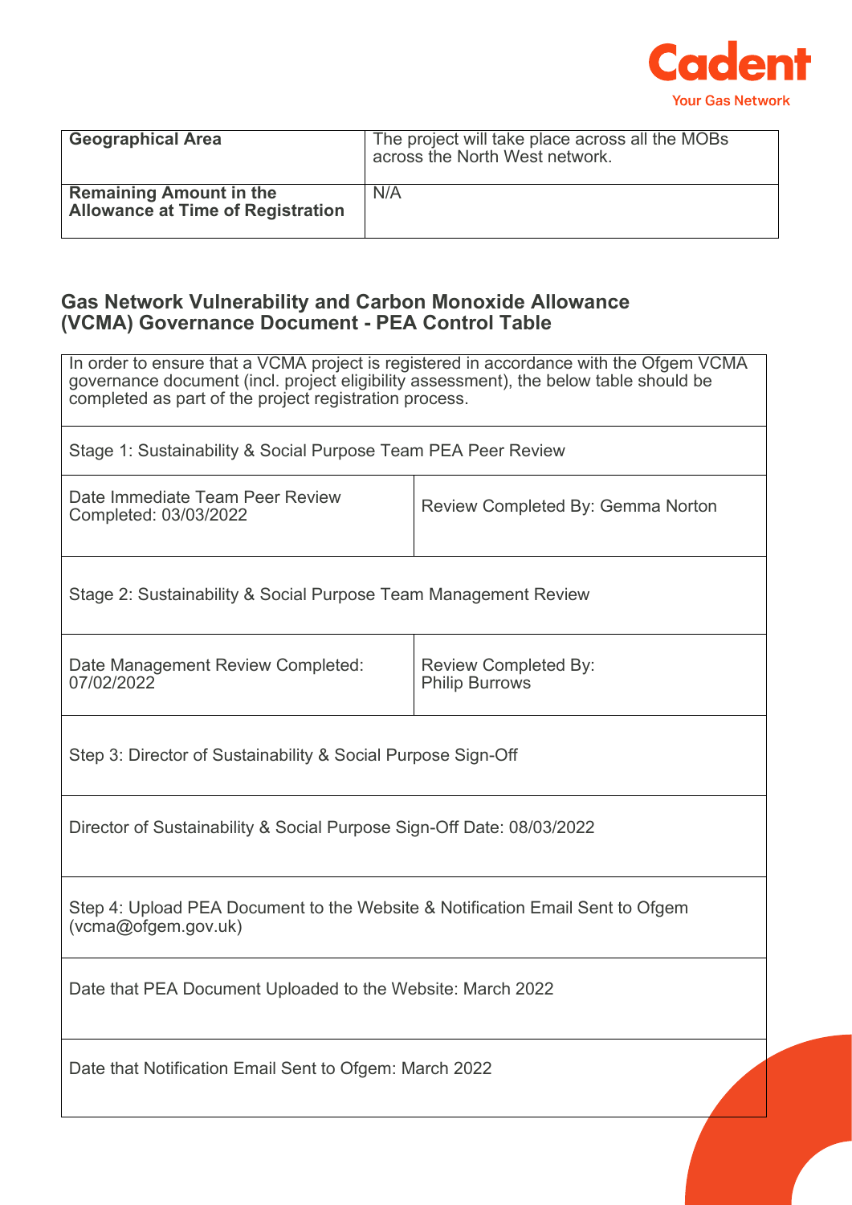| Geographical Area | The project will take place across all the MOBs across the North West network. |
| --- | --- |
| **Remaining Amount in the Allowance at Time of Registration** | N/A |

## Gas Network Vulnerability and Carbon Monoxide Allowance (VCMA) Governance Document - PEA Control Table

| In order to ensure that a VCMA project is registered in accordance with the Ofgem VCMA governance document (incl. project eligibility assessment), the below table should be completed as part of the project registration process. | |
| --- | --- |
| Stage 1: Sustainability & Social Purpose Team PEA Peer Review | |
| Date Immediate Team Peer Review Completed: 03/03/2022 | Review Completed By: Gemma Norton |
| Stage 2: Sustainability & Social Purpose Team Management Review | |
| Date Management Review Completed: 07/02/2022 | Review Completed By: Philip Burrows |
| Step 3: Director of Sustainability & Social Purpose Sign-Off | |
| Director of Sustainability & Social Purpose Sign-Off Date: 08/03/2022 | |
| Step 4: Upload PEA Document to the Website & Notification Email Sent to Ofgem (vcma@ofgem.gov.uk) | |
| Date that PEA Document Uploaded to the Website: March 2022 | |
| Date that Notification Email Sent to Ofgem: March 2022 | |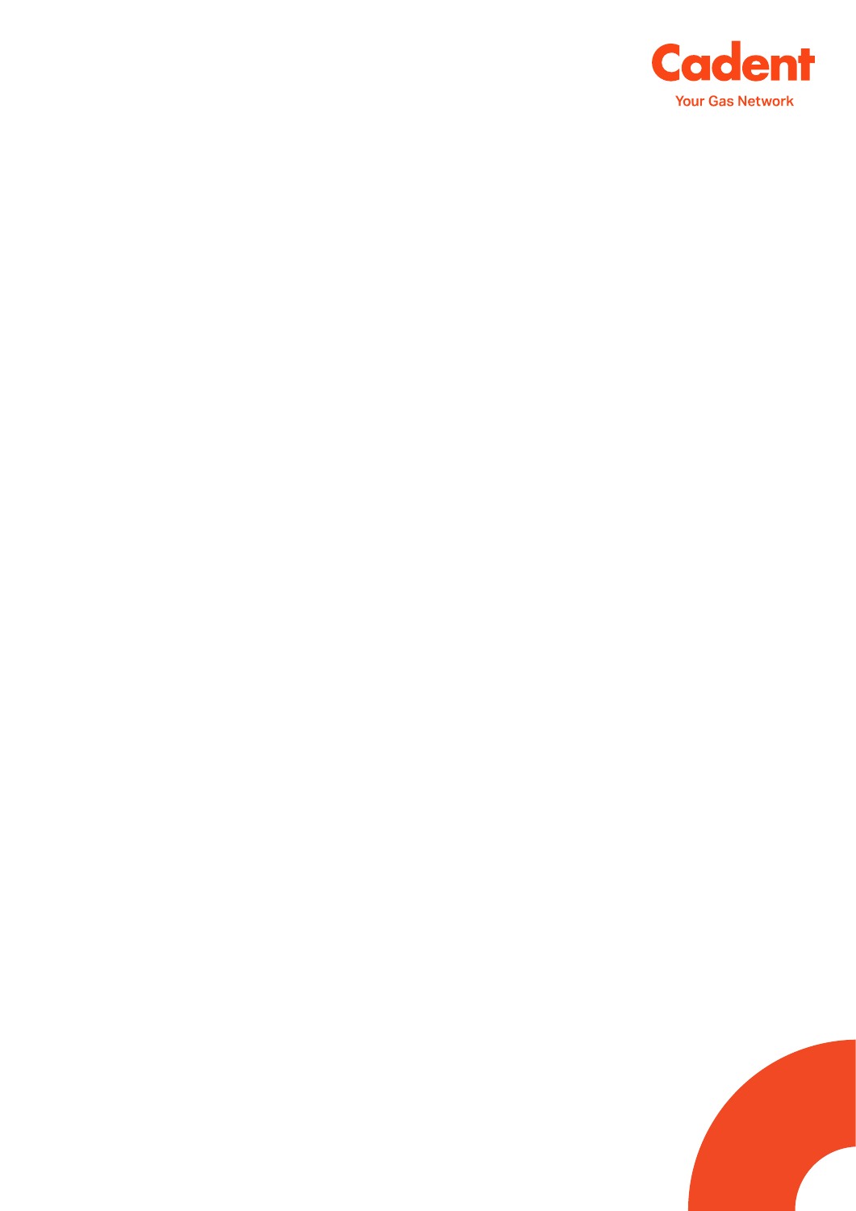Cadent

Your Gas Network